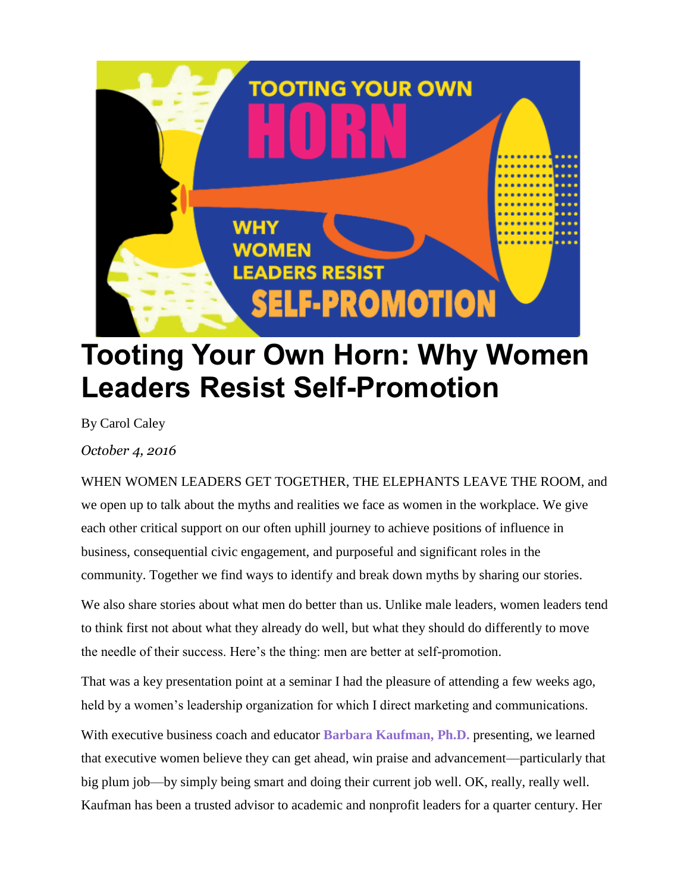# Tooting Your Own Horn: Why Women Leaders Resist Self-Promotion

By Carol Caley

*October 4, 2016*

WHEN WOMEN LEADERS GET TOGETHER, THE ELEPHANTS LEAVE THE ROOM, and we open up to talk about the myths and realities we face as women in the workplace. We give each other critical support on our often uphill journey to achieve positions of influence in business, consequential civic engagement, and purposeful and significant roles in the community. Together we find ways to identify and break down myths by sharing our stories.

We also share stories about what men do better than us. Unlike male leaders, women leaders tend to think first not about what they already do well, but what they should do differently to move the needle of their success. Here's the thing: men are better at self-promotion.

That was a key presentation point at a seminar I had the pleasure of attending a few weeks ago, held by a women's leadership organization for which I direct marketing and communications.

With executive business coach and educator **Barbara Kaufman, Ph.D.** presenting, we learned that executive women believe they can get ahead, win praise and advancement—particularly that big plum job—by simply being smart and doing their current job well. OK, really, really well. Kaufman has been a trusted advisor to academic and nonprofit leaders for a quarter century. Her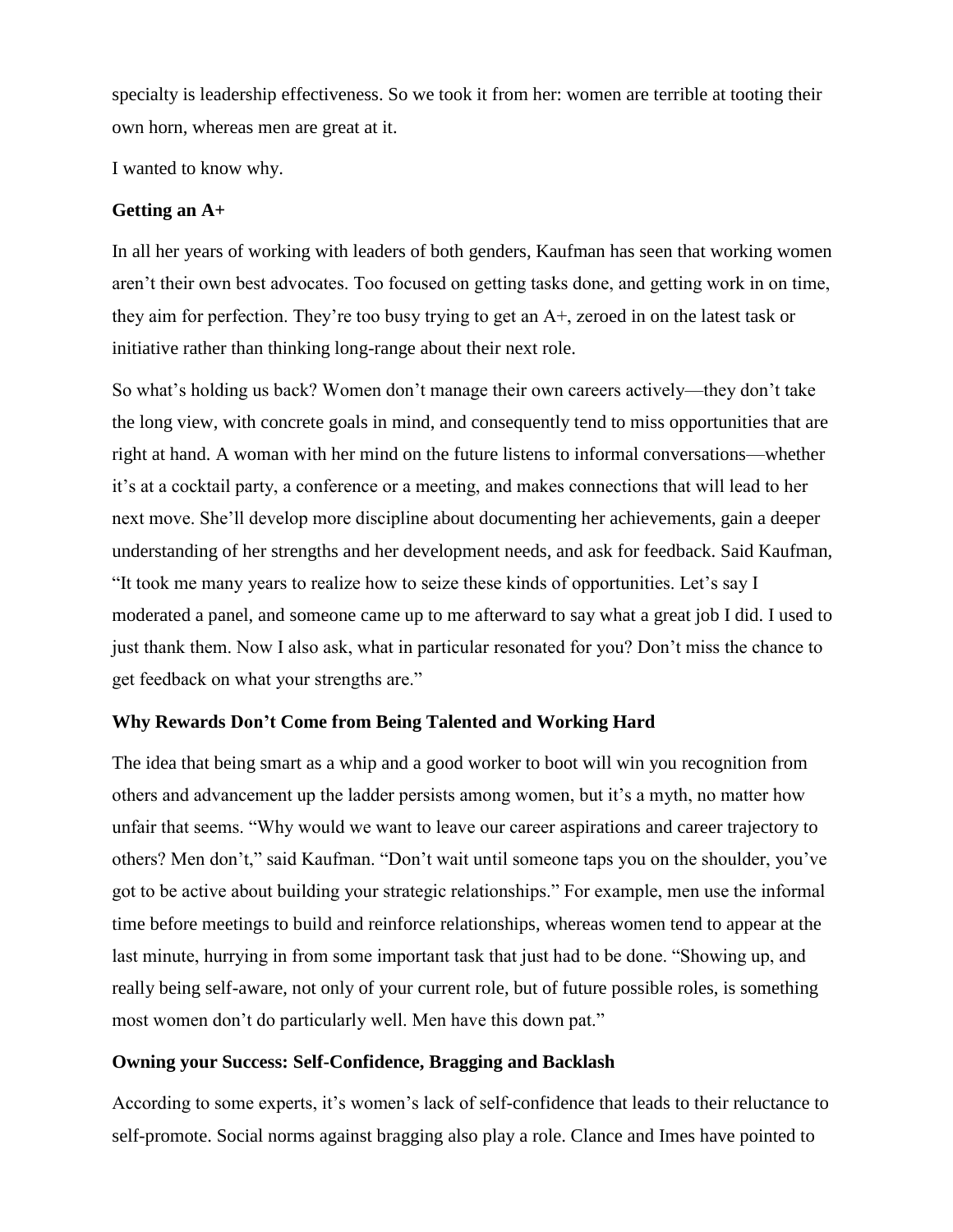specialty is leadership effectiveness. So we took it from her: women are terrible at tooting their own horn, whereas men are great at it.

I wanted to know why.

**Getting an A+**

In all her years of working with leaders of both genders, Kaufman has seen that working women aren't their own best advocates. Too focused on getting tasks done, and getting work in on time, they aim for perfection. They're too busy trying to get an A+, zeroed in on the latest task or initiative rather than thinking long-range about their next role.

So what's holding us back? Women don't manage their own careers actively—they don't take the long view, with concrete goals in mind, and consequently tend to miss opportunities that are right at hand. A woman with her mind on the future listens to informal conversations—whether it's at a cocktail party, a conference or a meeting, and makes connections that will lead to her next move. She'll develop more discipline about documenting her achievements, gain a deeper understanding of her strengths and her development needs, and ask for feedback. Said Kaufman, "It took me many years to realize how to seize these kinds of opportunities. Let's say I moderated a panel, and someone came up to me afterward to say what a great job I did. I used to just thank them. Now I also ask, what in particular resonated for you? Don't miss the chance to get feedback on what your strengths are."

**Why Rewards Don't Come from Being Talented and Working Hard**

The idea that being smart as a whip and a good worker to boot will win you recognition from others and advancement up the ladder persists among women, but it's a myth, no matter how unfair that seems. "Why would we want to leave our career aspirations and career trajectory to others? Men don't," said Kaufman. "Don't wait until someone taps you on the shoulder, you've got to be active about building your strategic relationships." For example, men use the informal time before meetings to build and reinforce relationships, whereas women tend to appear at the last minute, hurrying in from some important task that just had to be done. "Showing up, and really being self-aware, not only of your current role, but of future possible roles, is something most women don't do particularly well. Men have this down pat."

**Owning your Success: Self-Confidence, Bragging and Backlash**

According to some experts, it's women's lack of self-confidence that leads to their reluctance to self-promote. Social norms against bragging also play a role. Clance and Imes have pointed to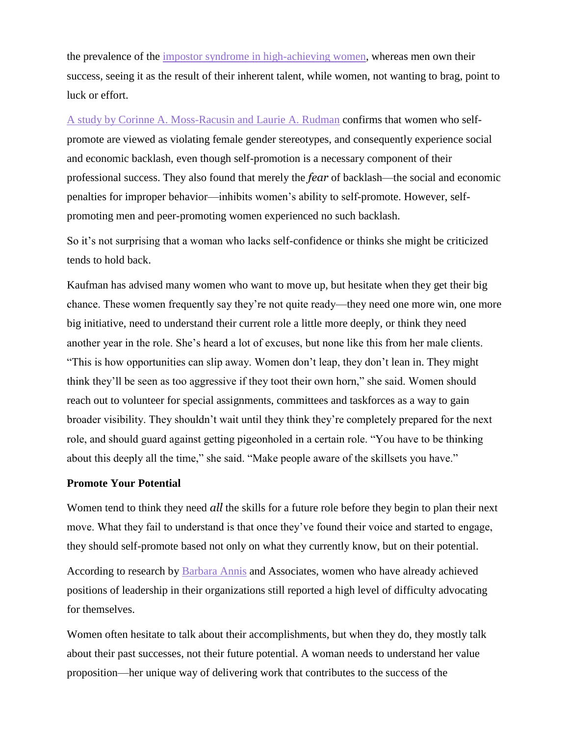the prevalence of the impostor syndrome in high-achieving women, whereas men own their success, seeing it as the result of their inherent talent, while women, not wanting to brag, point to luck or effort.

A study by Corinne A. Moss-Racusin and Laurie A. Rudman confirms that women who self-promote are viewed as violating female gender stereotypes, and consequently experience social and economic backlash, even though self-promotion is a necessary component of their professional success. They also found that merely the *fear* of backlash—the social and economic penalties for improper behavior—inhibits women's ability to self-promote. However, self-promoting men and peer-promoting women experienced no such backlash.

So it's not surprising that a woman who lacks self-confidence or thinks she might be criticized tends to hold back.

Kaufman has advised many women who want to move up, but hesitate when they get their big chance. These women frequently say they're not quite ready—they need one more win, one more big initiative, need to understand their current role a little more deeply, or think they need another year in the role. She's heard a lot of excuses, but none like this from her male clients. "This is how opportunities can slip away. Women don't leap, they don't lean in. They might think they'll be seen as too aggressive if they toot their own horn," she said. Women should reach out to volunteer for special assignments, committees and taskforces as a way to gain broader visibility. They shouldn't wait until they think they're completely prepared for the next role, and should guard against getting pigeonholed in a certain role. "You have to be thinking about this deeply all the time," she said. "Make people aware of the skillsets you have."

**Promote Your Potential**

Women tend to think they need *all* the skills for a future role before they begin to plan their next move. What they fail to understand is that once they've found their voice and started to engage, they should self-promote based not only on what they currently know, but on their potential.

According to research by Barbara Annis and Associates, women who have already achieved positions of leadership in their organizations still reported a high level of difficulty advocating for themselves.

Women often hesitate to talk about their accomplishments, but when they do, they mostly talk about their past successes, not their future potential. A woman needs to understand her value proposition—her unique way of delivering work that contributes to the success of the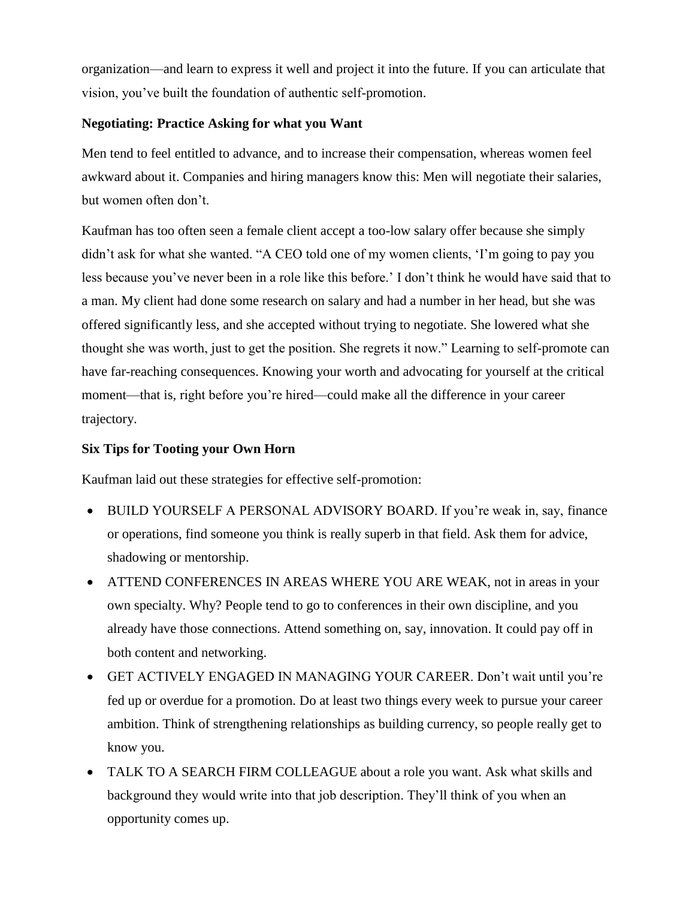organization—and learn to express it well and project it into the future. If you can articulate that vision, you've built the foundation of authentic self-promotion.

**Negotiating: Practice Asking for what you Want**

Men tend to feel entitled to advance, and to increase their compensation, whereas women feel awkward about it. Companies and hiring managers know this: Men will negotiate their salaries, but women often don't.

Kaufman has too often seen a female client accept a too-low salary offer because she simply didn't ask for what she wanted. "A CEO told one of my women clients, 'I'm going to pay you less because you've never been in a role like this before.' I don't think he would have said that to a man. My client had done some research on salary and had a number in her head, but she was offered significantly less, and she accepted without trying to negotiate. She lowered what she thought she was worth, just to get the position. She regrets it now." Learning to self-promote can have far-reaching consequences. Knowing your worth and advocating for yourself at the critical moment—that is, right before you're hired—could make all the difference in your career trajectory.

**Six Tips for Tooting your Own Horn**

Kaufman laid out these strategies for effective self-promotion:

- BUILD YOURSELF A PERSONAL ADVISORY BOARD. If you're weak in, say, finance or operations, find someone you think is really superb in that field. Ask them for advice, shadowing or mentorship.
- ATTEND CONFERENCES IN AREAS WHERE YOU ARE WEAK, not in areas in your own specialty. Why? People tend to go to conferences in their own discipline, and you already have those connections. Attend something on, say, innovation. It could pay off in both content and networking.
- GET ACTIVELY ENGAGED IN MANAGING YOUR CAREER. Don't wait until you're fed up or overdue for a promotion. Do at least two things every week to pursue your career ambition. Think of strengthening relationships as building currency, so people really get to know you.
- TALK TO A SEARCH FIRM COLLEAGUE about a role you want. Ask what skills and background they would write into that job description. They'll think of you when an opportunity comes up.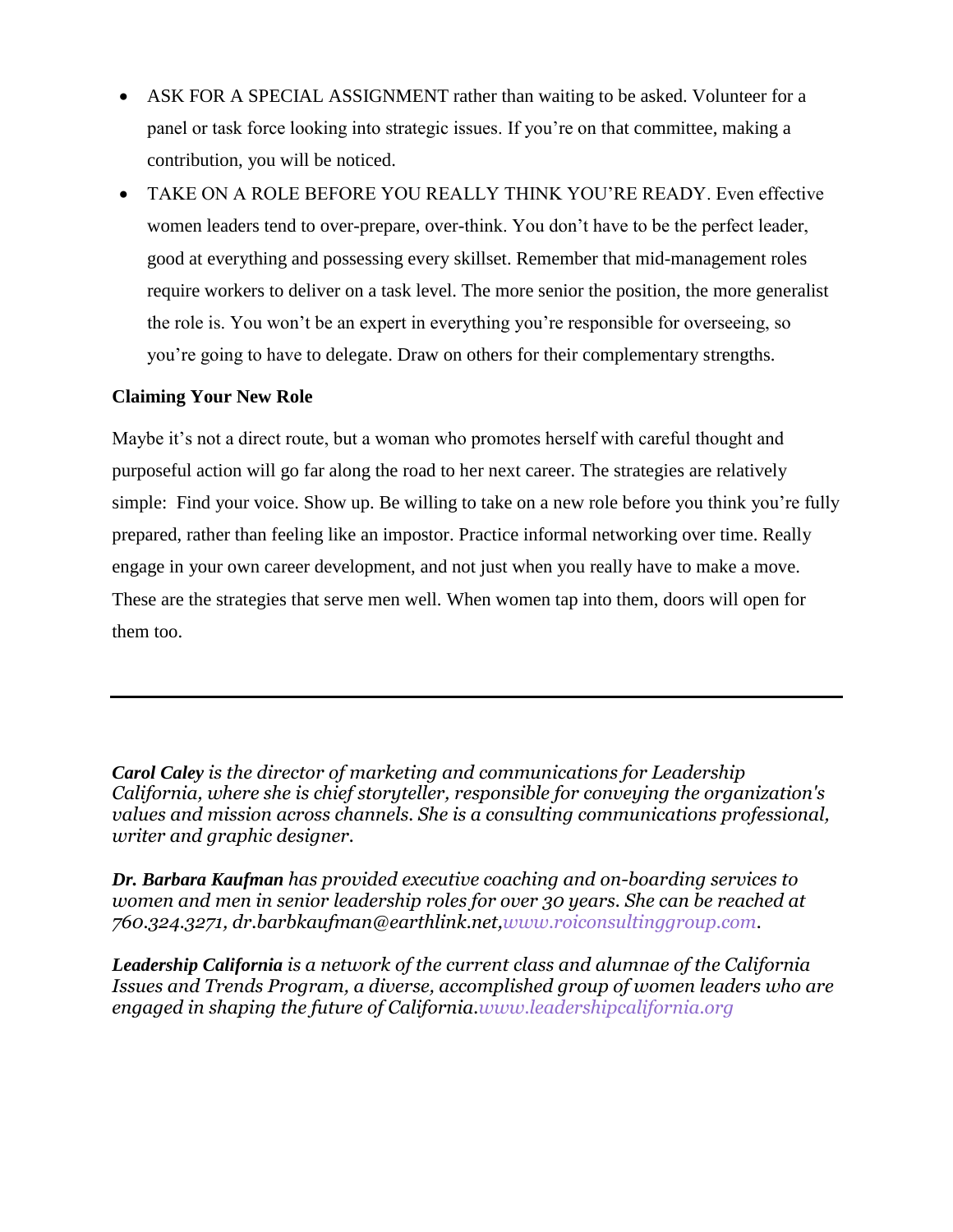- ASK FOR A SPECIAL ASSIGNMENT rather than waiting to be asked. Volunteer for a panel or task force looking into strategic issues. If you're on that committee, making a contribution, you will be noticed.
- TAKE ON A ROLE BEFORE YOU REALLY THINK YOU'RE READY. Even effective women leaders tend to over-prepare, over-think. You don't have to be the perfect leader, good at everything and possessing every skillset. Remember that mid-management roles require workers to deliver on a task level. The more senior the position, the more generalist the role is. You won't be an expert in everything you're responsible for overseeing, so you're going to have to delegate. Draw on others for their complementary strengths.

**Claiming Your New Role**

Maybe it's not a direct route, but a woman who promotes herself with careful thought and purposeful action will go far along the road to her next career. The strategies are relatively simple: Find your voice. Show up. Be willing to take on a new role before you think you're fully prepared, rather than feeling like an impostor. Practice informal networking over time. Really engage in your own career development, and not just when you really have to make a move. These are the strategies that serve men well. When women tap into them, doors will open for them too.

---

***Carol Caley*** *is the director of marketing and communications for Leadership California, where she is chief storyteller, responsible for conveying the organization's values and mission across channels. She is a consulting communications professional, writer and graphic designer.*

***Dr. Barbara Kaufman*** *has provided executive coaching and on-boarding services to women and men in senior leadership roles for over 30 years. She can be reached at 760.324.3271, dr.barbkaufman@earthlink.net,www.roiconsultinggroup.com.*

***Leadership California*** *is a network of the current class and alumnae of the California Issues and Trends Program, a diverse, accomplished group of women leaders who are engaged in shaping the future of California.www.leadershipcalifornia.org*